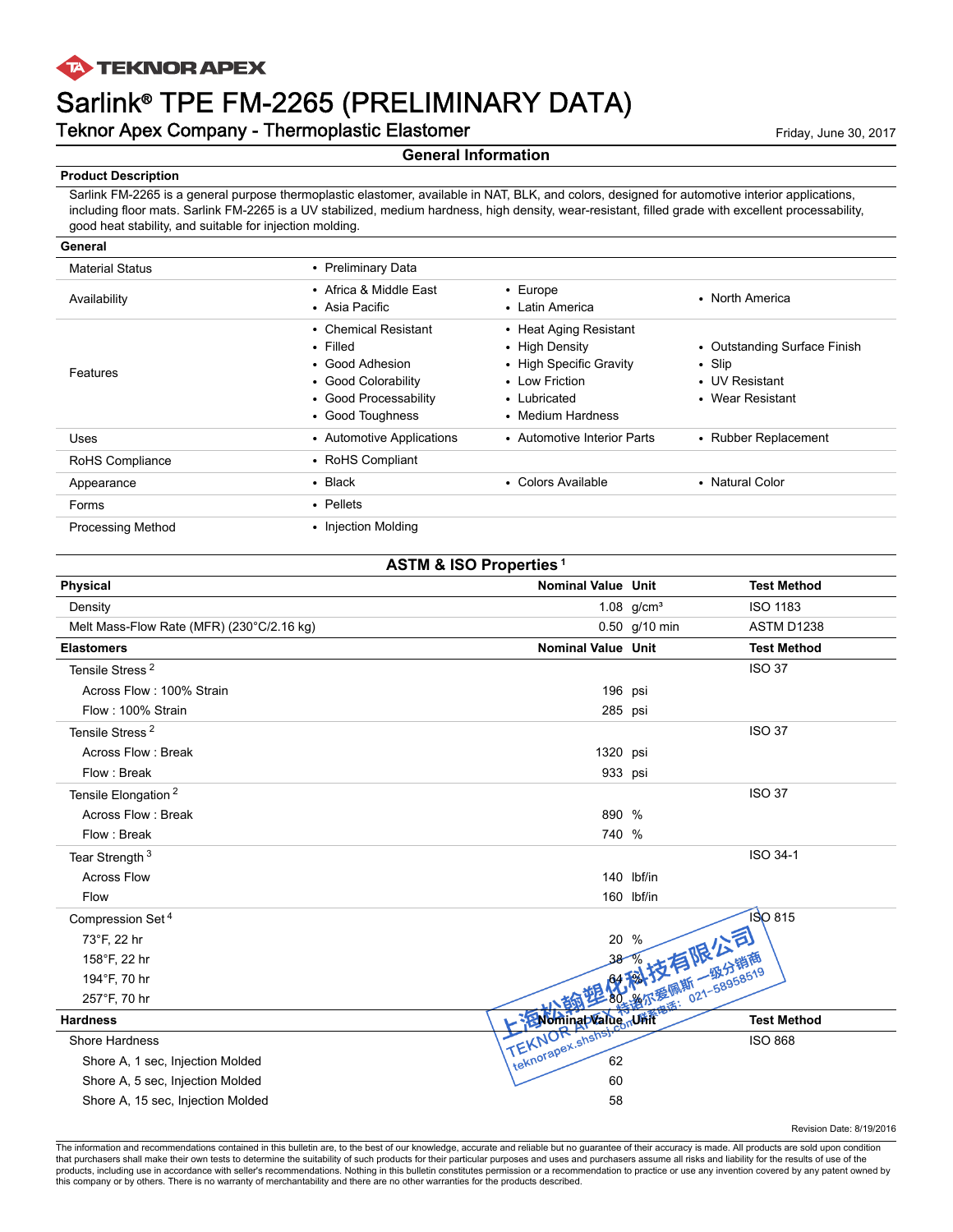TEKNOR APEX

# Sarlink® TPE FM-2265 (PRELIMINARY DATA)

Teknor Apex Company - Thermoplastic Elastomer

Friday, June 30, 2017

## General Information

**Product Description**

Sarlink FM-2265 is a general purpose thermoplastic elastomer, available in NAT, BLK, and colors, designed for automotive interior applications, including floor mats. Sarlink FM-2265 is a UV stabilized, medium hardness, high density, wear-resistant, filled grade with excellent processability, good heat stability, and suitable for injection molding.

**General**

| | | | |
|---|---|---|---|
| Material Status | • Preliminary Data | | |
| Availability | • Africa & Middle East<br>• Asia Pacific | • Europe<br>• Latin America | • North America |
| Features | • Chemical Resistant<br>• Filled<br>• Good Adhesion<br>• Good Colorability<br>• Good Processability<br>• Good Toughness | • Heat Aging Resistant<br>• High Density<br>• High Specific Gravity<br>• Low Friction<br>• Lubricated<br>• Medium Hardness | • Outstanding Surface Finish<br>• Slip<br>• UV Resistant<br>• Wear Resistant |
| Uses | • Automotive Applications | • Automotive Interior Parts | • Rubber Replacement |
| RoHS Compliance | • RoHS Compliant | | |
| Appearance | • Black | • Colors Available | • Natural Color |
| Forms | • Pellets | | |
| Processing Method | • Injection Molding | | |

## ASTM & ISO Properties [1]

| Physical | Nominal Value | Unit | Test Method |
|---|---|---|---|
| Density | 1.08 | g/cm³ | ISO 1183 |
| Melt Mass-Flow Rate (MFR) (230°C/2.16 kg) | 0.50 | g/10 min | ASTM D1238 |

| Elastomers | Nominal Value | Unit | Test Method |
|---|---|---|---|
| Tensile Stress [2] | | | ISO 37 |
| Across Flow : 100% Strain | 196 | psi | |
| Flow : 100% Strain | 285 | psi | |
| Tensile Stress [2] | | | ISO 37 |
| Across Flow : Break | 1320 | psi | |
| Flow : Break | 933 | psi | |
| Tensile Elongation [2] | | | ISO 37 |
| Across Flow : Break | 890 | % | |
| Flow : Break | 740 | % | |
| Tear Strength [3] | | | ISO 34-1 |
| Across Flow | 140 | lbf/in | |
| Flow | 160 | lbf/in | |
| Compression Set [4] | | | ISO 815 |
| 73°F, 22 hr | 20 | % | |
| 158°F, 22 hr | 38 | % | |
| 194°F, 70 hr | 64 | % | |
| 257°F, 70 hr | 80 | % | |

| Hardness | Nominal Value | Unit | Test Method |
|---|---|---|---|
| Shore Hardness | | | ISO 868 |
| Shore A, 1 sec, Injection Molded | 62 | | |
| Shore A, 5 sec, Injection Molded | 60 | | |
| Shore A, 15 sec, Injection Molded | 58 | | |

上海松翰塑化科技有限公司 TEKNOR APEX 特诺尔爱佩斯 一级分销商 teknorapex.shshsj.com 电话：021-58958519

Revision Date: 8/19/2016

The information and recommendations contained in this bulletin are, to the best of our knowledge, accurate and reliable but no guarantee of their accuracy is made. All products are sold upon condition that purchasers shall make their own tests to determine the suitability of such products for their particular purposes and uses and purchasers assume all risks and liability for the results of use of the products, including use in accordance with seller's recommendations. Nothing in this bulletin constitutes permission or a recommendation to practice or use any invention covered by any patent owned by this company or by others. There is no warranty of merchantability and there are no other warranties for the products described.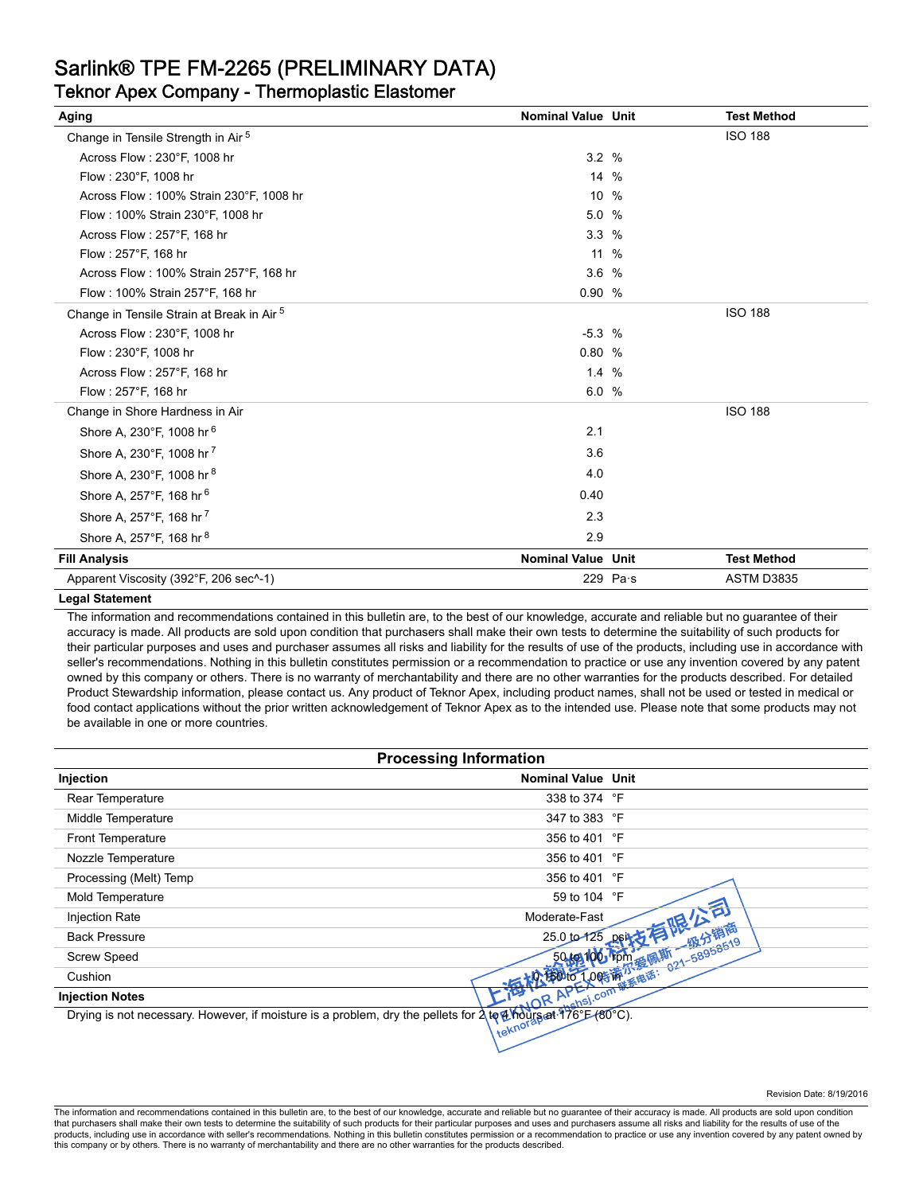# Sarlink® TPE FM-2265 (PRELIMINARY DATA)

## Teknor Apex Company - Thermoplastic Elastomer

| Aging | Nominal Value | Unit | Test Method |
| --- | --- | --- | --- |
| Change in Tensile Strength in Air [5] | | | ISO 188 |
| Across Flow : 230°F, 1008 hr | 3.2 | % | |
| Flow : 230°F, 1008 hr | 14 | % | |
| Across Flow : 100% Strain 230°F, 1008 hr | 10 | % | |
| Flow : 100% Strain 230°F, 1008 hr | 5.0 | % | |
| Across Flow : 257°F, 168 hr | 3.3 | % | |
| Flow : 257°F, 168 hr | 11 | % | |
| Across Flow : 100% Strain 257°F, 168 hr | 3.6 | % | |
| Flow : 100% Strain 257°F, 168 hr | 0.90 | % | |
| Change in Tensile Strain at Break in Air [5] | | | ISO 188 |
| Across Flow : 230°F, 1008 hr | -5.3 | % | |
| Flow : 230°F, 1008 hr | 0.80 | % | |
| Across Flow : 257°F, 168 hr | 1.4 | % | |
| Flow : 257°F, 168 hr | 6.0 | % | |
| Change in Shore Hardness in Air | | | ISO 188 |
| Shore A, 230°F, 1008 hr [6] | 2.1 | | |
| Shore A, 230°F, 1008 hr [7] | 3.6 | | |
| Shore A, 230°F, 1008 hr [8] | 4.0 | | |
| Shore A, 257°F, 168 hr [6] | 0.40 | | |
| Shore A, 257°F, 168 hr [7] | 2.3 | | |
| Shore A, 257°F, 168 hr [8] | 2.9 | | |

| Fill Analysis | Nominal Value | Unit | Test Method |
| --- | --- | --- | --- |
| Apparent Viscosity (392°F, 206 sec^-1) | 229 | Pa·s | ASTM D3835 |

**Legal Statement**

The information and recommendations contained in this bulletin are, to the best of our knowledge, accurate and reliable but no guarantee of their accuracy is made. All products are sold upon condition that purchasers shall make their own tests to determine the suitability of such products for their particular purposes and uses and purchaser assumes all risks and liability for the results of use of the products, including use in accordance with seller's recommendations. Nothing in this bulletin constitutes permission or a recommendation to practice or use any invention covered by any patent owned by this company or others. There is no warranty of merchantability and there are no other warranties for the products described. For detailed Product Stewardship information, please contact us. Any product of Teknor Apex, including product names, shall not be used or tested in medical or food contact applications without the prior written acknowledgement of Teknor Apex as to the intended use. Please note that some products may not be available in one or more countries.

## Processing Information

| Injection | Nominal Value | Unit |
| --- | --- | --- |
| Rear Temperature | 338 to 374 | °F |
| Middle Temperature | 347 to 383 | °F |
| Front Temperature | 356 to 401 | °F |
| Nozzle Temperature | 356 to 401 | °F |
| Processing (Melt) Temp | 356 to 401 | °F |
| Mold Temperature | 59 to 104 | °F |
| Injection Rate | Moderate-Fast | |
| Back Pressure | 25.0 to 125 | psi |
| Screw Speed | 50 to 100 | rpm |
| Cushion | 0.150 to 1.00 | in |

**Injection Notes**

Drying is not necessary. However, if moisture is a problem, dry the pellets for 2 to 4 hours at 176°F (80°C).

Revision Date: 8/19/2016

The information and recommendations contained in this bulletin are, to the best of our knowledge, accurate and reliable but no guarantee of their accuracy is made. All products are sold upon condition that purchasers shall make their own tests to determine the suitability of such products for their particular purposes and uses and purchasers assume all risks and liability for the results of use of the products, including use in accordance with seller's recommendations. Nothing in this bulletin constitutes permission or a recommendation to practice or use any invention covered by any patent owned by this company or by others. There is no warranty of merchantability and there are no other warranties for the products described.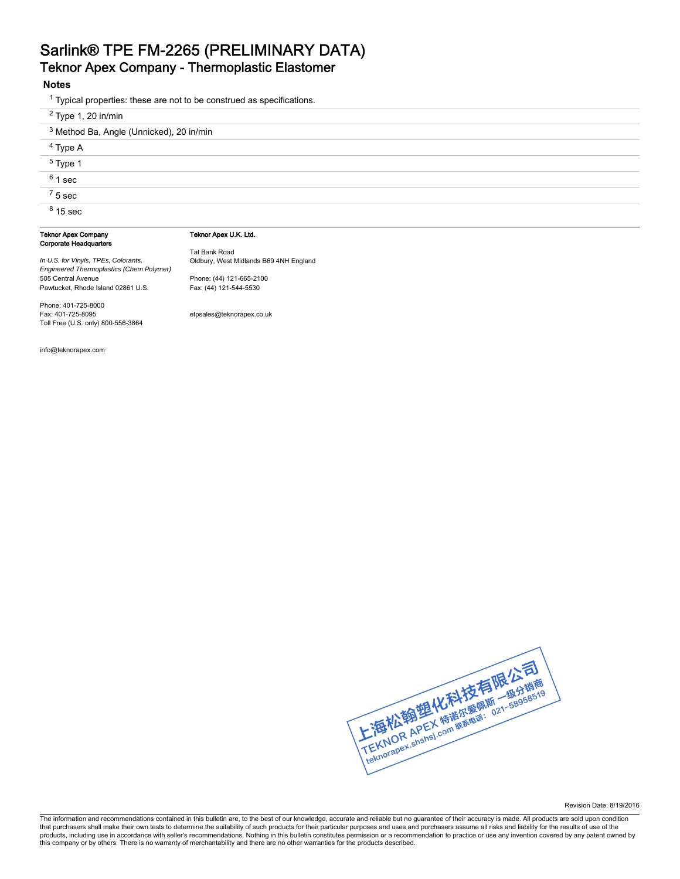# Sarlink® TPE FM-2265 (PRELIMINARY DATA)

## Teknor Apex Company - Thermoplastic Elastomer

### Notes

[1] Typical properties: these are not to be construed as specifications.

[2] Type 1, 20 in/min

[3] Method Ba, Angle (Unnicked), 20 in/min

[4] Type A

[5] Type 1

[6] 1 sec

[7] 5 sec

[8] 15 sec

**Teknor Apex Company**
**Corporate Headquarters**

*In U.S. for Vinyls, TPEs, Colorants, Engineered Thermoplastics (Chem Polymer)*
505 Central Avenue
Pawtucket, Rhode Island 02861 U.S.

Phone: 401-725-8000
Fax: 401-725-8095
Toll Free (U.S. only) 800-556-3864

info@teknorapex.com

**Teknor Apex U.K. Ltd.**

Tat Bank Road
Oldbury, West Midlands B69 4NH England

Phone: (44) 121-665-2100
Fax: (44) 121-544-5530

etpsales@teknorapex.co.uk

上海松翰塑化科技有限公司
TEKNOR APEX 特诺尔爱佩斯 一级分销商
teknorapex.shshsj.com 联系电话：021-58958519

Revision Date: 8/19/2016

The information and recommendations contained in this bulletin are, to the best of our knowledge, accurate and reliable but no guarantee of their accuracy is made. All products are sold upon condition that purchasers shall make their own tests to determine the suitability of such products for their particular purposes and uses and purchasers assume all risks and liability for the results of use of the products, including use in accordance with seller's recommendations. Nothing in this bulletin constitutes permission or a recommendation to practice or use any invention covered by any patent owned by this company or by others. There is no warranty of merchantability and there are no other warranties for the products described.